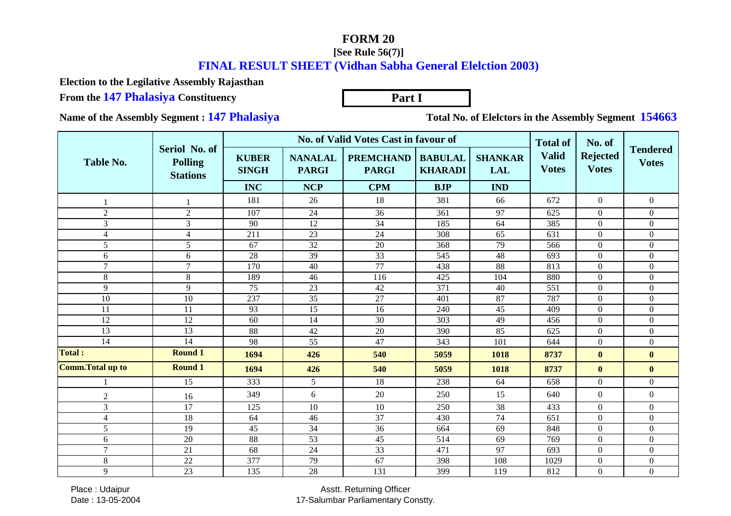# FORM 20

**[See Rule 56(7)]**

## FINAL RESULT SHEET (Vidhan Sabha General Elelction 2003)

**Election to the Legilative Assembly Rajasthan**

**From the 147 Phalasiya Constituency**

**Part I**

**Name of the Assembly Segment : 147 Phalasiya**

**Total No. of Elelctors in the Assembly Segment 154663**

| Table No. | Seriol No. of Polling Stations | No. of Valid Votes Cast in favour of | | | | | Total of Valid Votes | No. of Rejected Votes | Tendered Votes |
|---|---|---|---|---|---|---|---|---|---|
| | | KUBER SINGH | NANALAL PARGI | PREMCHAND PARGI | BABULAL KHARADI | SHANKAR LAL | | | |
| | | INC | NCP | CPM | BJP | IND | | | |
| 1 | 1 | 181 | 26 | 18 | 381 | 66 | 672 | 0 | 0 |
| 2 | 2 | 107 | 24 | 36 | 361 | 97 | 625 | 0 | 0 |
| 3 | 3 | 90 | 12 | 34 | 185 | 64 | 385 | 0 | 0 |
| 4 | 4 | 211 | 23 | 24 | 308 | 65 | 631 | 0 | 0 |
| 5 | 5 | 67 | 32 | 20 | 368 | 79 | 566 | 0 | 0 |
| 6 | 6 | 28 | 39 | 33 | 545 | 48 | 693 | 0 | 0 |
| 7 | 7 | 170 | 40 | 77 | 438 | 88 | 813 | 0 | 0 |
| 8 | 8 | 189 | 46 | 116 | 425 | 104 | 880 | 0 | 0 |
| 9 | 9 | 75 | 23 | 42 | 371 | 40 | 551 | 0 | 0 |
| 10 | 10 | 237 | 35 | 27 | 401 | 87 | 787 | 0 | 0 |
| 11 | 11 | 93 | 15 | 16 | 240 | 45 | 409 | 0 | 0 |
| 12 | 12 | 60 | 14 | 30 | 303 | 49 | 456 | 0 | 0 |
| 13 | 13 | 88 | 42 | 20 | 390 | 85 | 625 | 0 | 0 |
| 14 | 14 | 98 | 55 | 47 | 343 | 101 | 644 | 0 | 0 |
| **Total :** | **Round 1** | **1694** | **426** | **540** | **5059** | **1018** | **8737** | **0** | **0** |
| **Comm.Total up to** | **Round 1** | **1694** | **426** | **540** | **5059** | **1018** | **8737** | **0** | **0** |
| 1 | 15 | 333 | 5 | 18 | 238 | 64 | 658 | 0 | 0 |
| 2 | 16 | 349 | 6 | 20 | 250 | 15 | 640 | 0 | 0 |
| 3 | 17 | 125 | 10 | 10 | 250 | 38 | 433 | 0 | 0 |
| 4 | 18 | 64 | 46 | 37 | 430 | 74 | 651 | 0 | 0 |
| 5 | 19 | 45 | 34 | 36 | 664 | 69 | 848 | 0 | 0 |
| 6 | 20 | 88 | 53 | 45 | 514 | 69 | 769 | 0 | 0 |
| 7 | 21 | 68 | 24 | 33 | 471 | 97 | 693 | 0 | 0 |
| 8 | 22 | 377 | 79 | 67 | 398 | 108 | 1029 | 0 | 0 |
| 9 | 23 | 135 | 28 | 131 | 399 | 119 | 812 | 0 | 0 |

Place : Udaipur
Date : 13-05-2004

Asstt. Returning Officer
17-Salumbar Parliamentary Constty.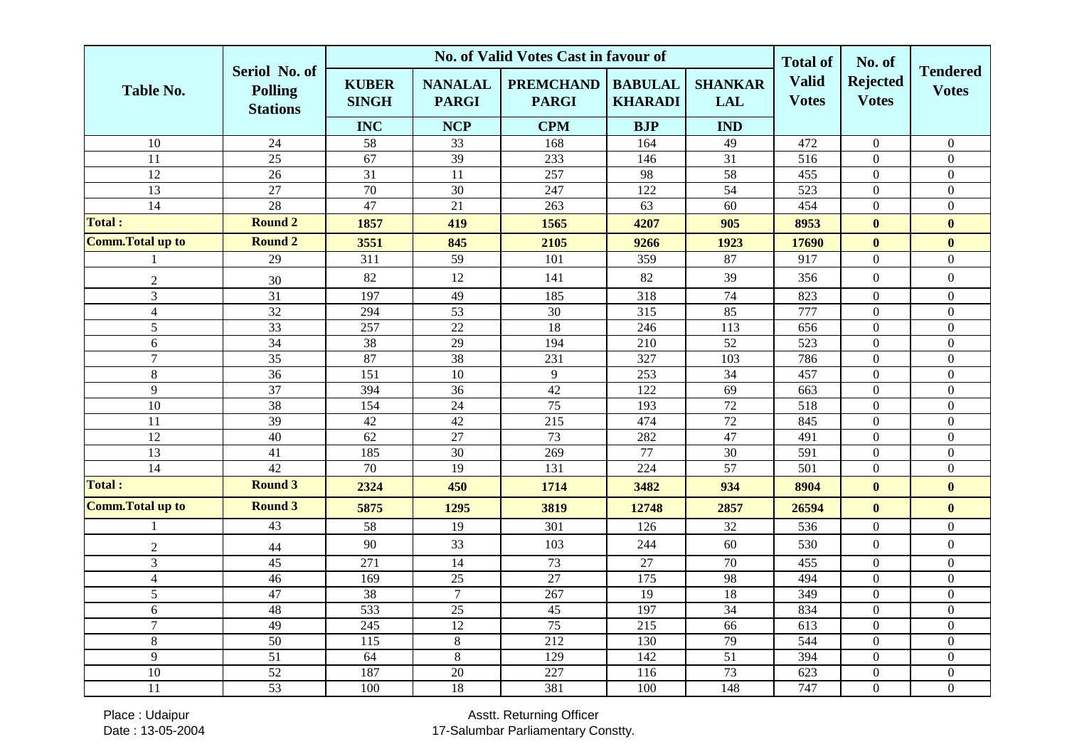| Table No. | Seriol No. of Polling Stations | No. of Valid Votes Cast in favour of | | | | | Total of Valid Votes | No. of Rejected Votes | Tendered Votes |
|---|---|---|---|---|---|---|---|---|---|
| | | KUBER SINGH | NANALAL PARGI | PREMCHAND PARGI | BABULAL KHARADI | SHANKAR LAL | | | |
| | | INC | NCP | CPM | BJP | IND | | | |
| 10 | 24 | 58 | 33 | 168 | 164 | 49 | 472 | 0 | 0 |
| 11 | 25 | 67 | 39 | 233 | 146 | 31 | 516 | 0 | 0 |
| 12 | 26 | 31 | 11 | 257 | 98 | 58 | 455 | 0 | 0 |
| 13 | 27 | 70 | 30 | 247 | 122 | 54 | 523 | 0 | 0 |
| 14 | 28 | 47 | 21 | 263 | 63 | 60 | 454 | 0 | 0 |
| **Total :** | **Round 2** | **1857** | **419** | **1565** | **4207** | **905** | **8953** | **0** | **0** |
| **Comm.Total up to** | **Round 2** | **3551** | **845** | **2105** | **9266** | **1923** | **17690** | **0** | **0** |
| 1 | 29 | 311 | 59 | 101 | 359 | 87 | 917 | 0 | 0 |
| 2 | 30 | 82 | 12 | 141 | 82 | 39 | 356 | 0 | 0 |
| 3 | 31 | 197 | 49 | 185 | 318 | 74 | 823 | 0 | 0 |
| 4 | 32 | 294 | 53 | 30 | 315 | 85 | 777 | 0 | 0 |
| 5 | 33 | 257 | 22 | 18 | 246 | 113 | 656 | 0 | 0 |
| 6 | 34 | 38 | 29 | 194 | 210 | 52 | 523 | 0 | 0 |
| 7 | 35 | 87 | 38 | 231 | 327 | 103 | 786 | 0 | 0 |
| 8 | 36 | 151 | 10 | 9 | 253 | 34 | 457 | 0 | 0 |
| 9 | 37 | 394 | 36 | 42 | 122 | 69 | 663 | 0 | 0 |
| 10 | 38 | 154 | 24 | 75 | 193 | 72 | 518 | 0 | 0 |
| 11 | 39 | 42 | 42 | 215 | 474 | 72 | 845 | 0 | 0 |
| 12 | 40 | 62 | 27 | 73 | 282 | 47 | 491 | 0 | 0 |
| 13 | 41 | 185 | 30 | 269 | 77 | 30 | 591 | 0 | 0 |
| 14 | 42 | 70 | 19 | 131 | 224 | 57 | 501 | 0 | 0 |
| **Total :** | **Round 3** | **2324** | **450** | **1714** | **3482** | **934** | **8904** | **0** | **0** |
| **Comm.Total up to** | **Round 3** | **5875** | **1295** | **3819** | **12748** | **2857** | **26594** | **0** | **0** |
| 1 | 43 | 58 | 19 | 301 | 126 | 32 | 536 | 0 | 0 |
| 2 | 44 | 90 | 33 | 103 | 244 | 60 | 530 | 0 | 0 |
| 3 | 45 | 271 | 14 | 73 | 27 | 70 | 455 | 0 | 0 |
| 4 | 46 | 169 | 25 | 27 | 175 | 98 | 494 | 0 | 0 |
| 5 | 47 | 38 | 7 | 267 | 19 | 18 | 349 | 0 | 0 |
| 6 | 48 | 533 | 25 | 45 | 197 | 34 | 834 | 0 | 0 |
| 7 | 49 | 245 | 12 | 75 | 215 | 66 | 613 | 0 | 0 |
| 8 | 50 | 115 | 8 | 212 | 130 | 79 | 544 | 0 | 0 |
| 9 | 51 | 64 | 8 | 129 | 142 | 51 | 394 | 0 | 0 |
| 10 | 52 | 187 | 20 | 227 | 116 | 73 | 623 | 0 | 0 |
| 11 | 53 | 100 | 18 | 381 | 100 | 148 | 747 | 0 | 0 |

Place : Udaipur
Date : 13-05-2004

Asstt. Returning Officer
17-Salumbar Parliamentary Constty.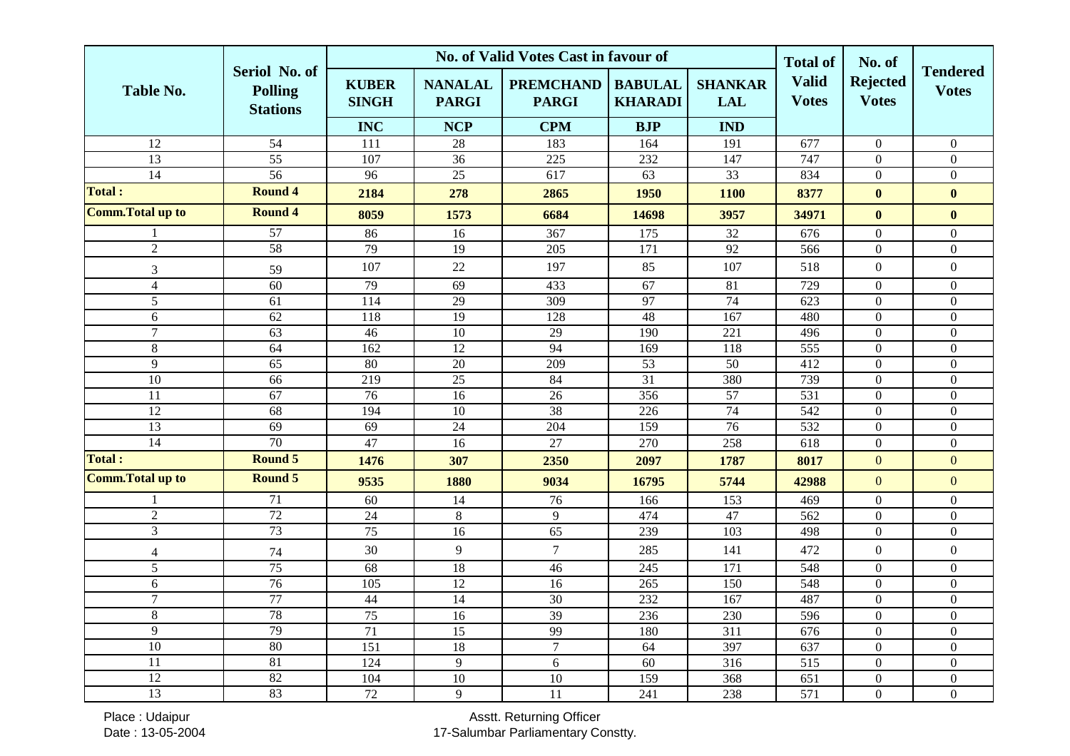| Table No. | Seriol No. of Polling Stations | No. of Valid Votes Cast in favour of | | | | | Total of Valid Votes | No. of Rejected Votes | Tendered Votes |
|---|---|---|---|---|---|---|---|---|---|
| | | KUBER SINGH | NANALAL PARGI | PREMCHAND PARGI | BABULAL KHARADI | SHANKAR LAL | | | |
| | | INC | NCP | CPM | BJP | IND | | | |
| 12 | 54 | 111 | 28 | 183 | 164 | 191 | 677 | 0 | 0 |
| 13 | 55 | 107 | 36 | 225 | 232 | 147 | 747 | 0 | 0 |
| 14 | 56 | 96 | 25 | 617 | 63 | 33 | 834 | 0 | 0 |
| **Total :** | **Round 4** | **2184** | **278** | **2865** | **1950** | **1100** | **8377** | **0** | **0** |
| **Comm.Total up to** | **Round 4** | **8059** | **1573** | **6684** | **14698** | **3957** | **34971** | **0** | **0** |
| 1 | 57 | 86 | 16 | 367 | 175 | 32 | 676 | 0 | 0 |
| 2 | 58 | 79 | 19 | 205 | 171 | 92 | 566 | 0 | 0 |
| 3 | 59 | 107 | 22 | 197 | 85 | 107 | 518 | 0 | 0 |
| 4 | 60 | 79 | 69 | 433 | 67 | 81 | 729 | 0 | 0 |
| 5 | 61 | 114 | 29 | 309 | 97 | 74 | 623 | 0 | 0 |
| 6 | 62 | 118 | 19 | 128 | 48 | 167 | 480 | 0 | 0 |
| 7 | 63 | 46 | 10 | 29 | 190 | 221 | 496 | 0 | 0 |
| 8 | 64 | 162 | 12 | 94 | 169 | 118 | 555 | 0 | 0 |
| 9 | 65 | 80 | 20 | 209 | 53 | 50 | 412 | 0 | 0 |
| 10 | 66 | 219 | 25 | 84 | 31 | 380 | 739 | 0 | 0 |
| 11 | 67 | 76 | 16 | 26 | 356 | 57 | 531 | 0 | 0 |
| 12 | 68 | 194 | 10 | 38 | 226 | 74 | 542 | 0 | 0 |
| 13 | 69 | 69 | 24 | 204 | 159 | 76 | 532 | 0 | 0 |
| 14 | 70 | 47 | 16 | 27 | 270 | 258 | 618 | 0 | 0 |
| **Total :** | **Round 5** | **1476** | **307** | **2350** | **2097** | **1787** | **8017** | 0 | 0 |
| **Comm.Total up to** | **Round 5** | **9535** | **1880** | **9034** | **16795** | **5744** | **42988** | 0 | 0 |
| 1 | 71 | 60 | 14 | 76 | 166 | 153 | 469 | 0 | 0 |
| 2 | 72 | 24 | 8 | 9 | 474 | 47 | 562 | 0 | 0 |
| 3 | 73 | 75 | 16 | 65 | 239 | 103 | 498 | 0 | 0 |
| 4 | 74 | 30 | 9 | 7 | 285 | 141 | 472 | 0 | 0 |
| 5 | 75 | 68 | 18 | 46 | 245 | 171 | 548 | 0 | 0 |
| 6 | 76 | 105 | 12 | 16 | 265 | 150 | 548 | 0 | 0 |
| 7 | 77 | 44 | 14 | 30 | 232 | 167 | 487 | 0 | 0 |
| 8 | 78 | 75 | 16 | 39 | 236 | 230 | 596 | 0 | 0 |
| 9 | 79 | 71 | 15 | 99 | 180 | 311 | 676 | 0 | 0 |
| 10 | 80 | 151 | 18 | 7 | 64 | 397 | 637 | 0 | 0 |
| 11 | 81 | 124 | 9 | 6 | 60 | 316 | 515 | 0 | 0 |
| 12 | 82 | 104 | 10 | 10 | 159 | 368 | 651 | 0 | 0 |
| 13 | 83 | 72 | 9 | 11 | 241 | 238 | 571 | 0 | 0 |

Place : Udaipur
Date : 13-05-2004

Asstt. Returning Officer
17-Salumbar Parliamentary Constty.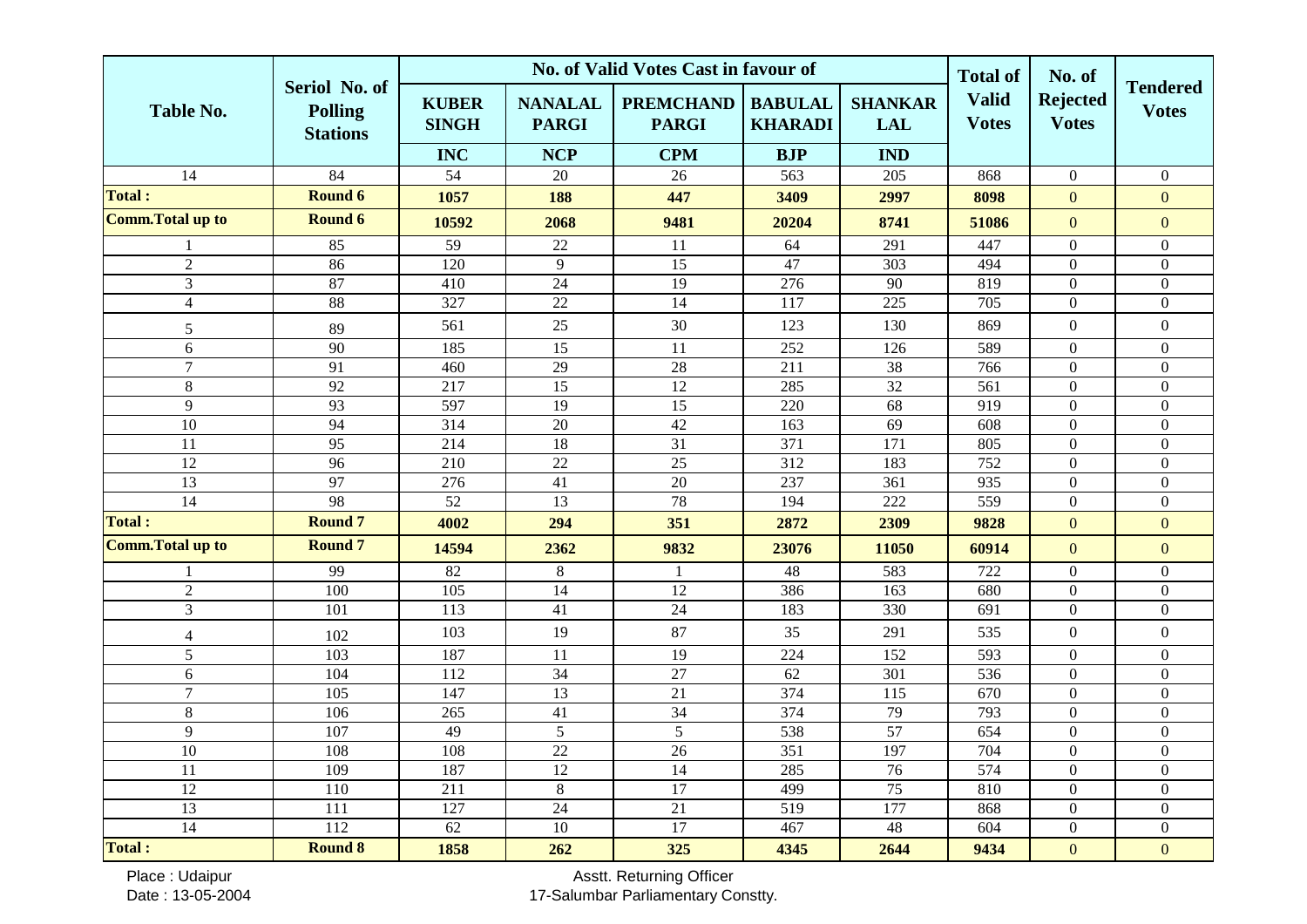| Table No. | Seriol No. of Polling Stations | No. of Valid Votes Cast in favour of | | | | | Total of Valid Votes | No. of Rejected Votes | Tendered Votes |
|---|---|---|---|---|---|---|---|---|---|
| | | KUBER SINGH | NANALAL PARGI | PREMCHAND PARGI | BABULAL KHARADI | SHANKAR LAL | | | |
| | | INC | NCP | CPM | BJP | IND | | | |
| 14 | 84 | 54 | 20 | 26 | 563 | 205 | 868 | 0 | 0 |
| **Total :** | **Round 6** | **1057** | **188** | **447** | **3409** | **2997** | **8098** | 0 | 0 |
| **Comm.Total up to** | **Round 6** | **10592** | **2068** | **9481** | **20204** | **8741** | **51086** | 0 | 0 |
| 1 | 85 | 59 | 22 | 11 | 64 | 291 | 447 | 0 | 0 |
| 2 | 86 | 120 | 9 | 15 | 47 | 303 | 494 | 0 | 0 |
| 3 | 87 | 410 | 24 | 19 | 276 | 90 | 819 | 0 | 0 |
| 4 | 88 | 327 | 22 | 14 | 117 | 225 | 705 | 0 | 0 |
| 5 | 89 | 561 | 25 | 30 | 123 | 130 | 869 | 0 | 0 |
| 6 | 90 | 185 | 15 | 11 | 252 | 126 | 589 | 0 | 0 |
| 7 | 91 | 460 | 29 | 28 | 211 | 38 | 766 | 0 | 0 |
| 8 | 92 | 217 | 15 | 12 | 285 | 32 | 561 | 0 | 0 |
| 9 | 93 | 597 | 19 | 15 | 220 | 68 | 919 | 0 | 0 |
| 10 | 94 | 314 | 20 | 42 | 163 | 69 | 608 | 0 | 0 |
| 11 | 95 | 214 | 18 | 31 | 371 | 171 | 805 | 0 | 0 |
| 12 | 96 | 210 | 22 | 25 | 312 | 183 | 752 | 0 | 0 |
| 13 | 97 | 276 | 41 | 20 | 237 | 361 | 935 | 0 | 0 |
| 14 | 98 | 52 | 13 | 78 | 194 | 222 | 559 | 0 | 0 |
| **Total :** | **Round 7** | **4002** | **294** | **351** | **2872** | **2309** | **9828** | 0 | 0 |
| **Comm.Total up to** | **Round 7** | **14594** | **2362** | **9832** | **23076** | **11050** | **60914** | 0 | 0 |
| 1 | 99 | 82 | 8 | 1 | 48 | 583 | 722 | 0 | 0 |
| 2 | 100 | 105 | 14 | 12 | 386 | 163 | 680 | 0 | 0 |
| 3 | 101 | 113 | 41 | 24 | 183 | 330 | 691 | 0 | 0 |
| 4 | 102 | 103 | 19 | 87 | 35 | 291 | 535 | 0 | 0 |
| 5 | 103 | 187 | 11 | 19 | 224 | 152 | 593 | 0 | 0 |
| 6 | 104 | 112 | 34 | 27 | 62 | 301 | 536 | 0 | 0 |
| 7 | 105 | 147 | 13 | 21 | 374 | 115 | 670 | 0 | 0 |
| 8 | 106 | 265 | 41 | 34 | 374 | 79 | 793 | 0 | 0 |
| 9 | 107 | 49 | 5 | 5 | 538 | 57 | 654 | 0 | 0 |
| 10 | 108 | 108 | 22 | 26 | 351 | 197 | 704 | 0 | 0 |
| 11 | 109 | 187 | 12 | 14 | 285 | 76 | 574 | 0 | 0 |
| 12 | 110 | 211 | 8 | 17 | 499 | 75 | 810 | 0 | 0 |
| 13 | 111 | 127 | 24 | 21 | 519 | 177 | 868 | 0 | 0 |
| 14 | 112 | 62 | 10 | 17 | 467 | 48 | 604 | 0 | 0 |
| **Total :** | **Round 8** | **1858** | **262** | **325** | **4345** | **2644** | **9434** | 0 | 0 |

Place : Udaipur
Date : 13-05-2004

Asstt. Returning Officer
17-Salumbar Parliamentary Constty.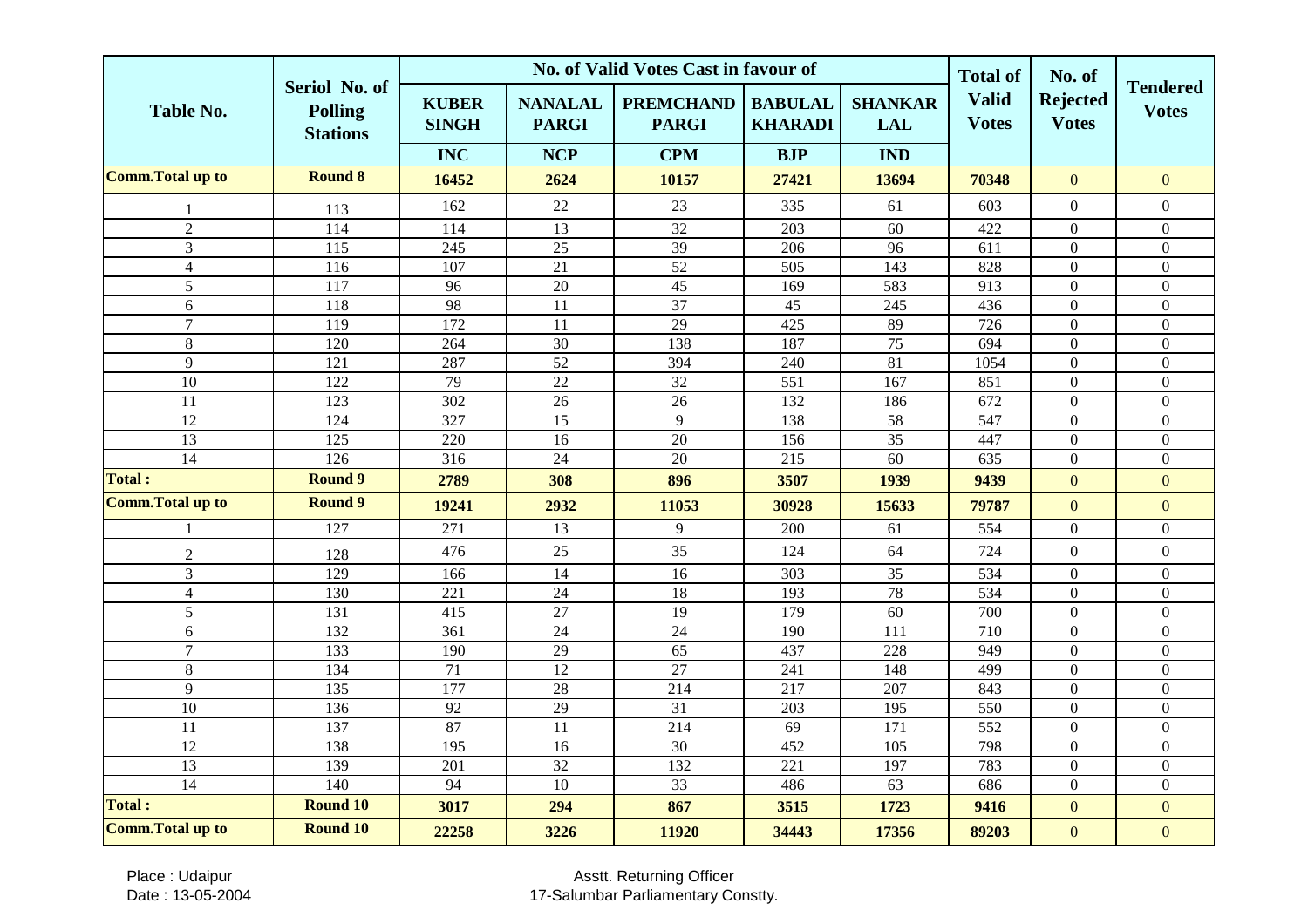| Table No. | Seriol No. of Polling Stations | No. of Valid Votes Cast in favour of | | | | | Total of Valid Votes | No. of Rejected Votes | Tendered Votes |
|---|---|---|---|---|---|---|---|---|---|
| | | KUBER SINGH | NANALAL PARGI | PREMCHAND PARGI | BABULAL KHARADI | SHANKAR LAL | | | |
| | | INC | NCP | CPM | BJP | IND | | | |
| **Comm.Total up to** | **Round 8** | **16452** | **2624** | **10157** | **27421** | **13694** | **70348** | 0 | 0 |
| 1 | 113 | 162 | 22 | 23 | 335 | 61 | 603 | 0 | 0 |
| 2 | 114 | 114 | 13 | 32 | 203 | 60 | 422 | 0 | 0 |
| 3 | 115 | 245 | 25 | 39 | 206 | 96 | 611 | 0 | 0 |
| 4 | 116 | 107 | 21 | 52 | 505 | 143 | 828 | 0 | 0 |
| 5 | 117 | 96 | 20 | 45 | 169 | 583 | 913 | 0 | 0 |
| 6 | 118 | 98 | 11 | 37 | 45 | 245 | 436 | 0 | 0 |
| 7 | 119 | 172 | 11 | 29 | 425 | 89 | 726 | 0 | 0 |
| 8 | 120 | 264 | 30 | 138 | 187 | 75 | 694 | 0 | 0 |
| 9 | 121 | 287 | 52 | 394 | 240 | 81 | 1054 | 0 | 0 |
| 10 | 122 | 79 | 22 | 32 | 551 | 167 | 851 | 0 | 0 |
| 11 | 123 | 302 | 26 | 26 | 132 | 186 | 672 | 0 | 0 |
| 12 | 124 | 327 | 15 | 9 | 138 | 58 | 547 | 0 | 0 |
| 13 | 125 | 220 | 16 | 20 | 156 | 35 | 447 | 0 | 0 |
| 14 | 126 | 316 | 24 | 20 | 215 | 60 | 635 | 0 | 0 |
| **Total :** | **Round 9** | **2789** | **308** | **896** | **3507** | **1939** | **9439** | 0 | 0 |
| **Comm.Total up to** | **Round 9** | **19241** | **2932** | **11053** | **30928** | **15633** | **79787** | 0 | 0 |
| 1 | 127 | 271 | 13 | 9 | 200 | 61 | 554 | 0 | 0 |
| 2 | 128 | 476 | 25 | 35 | 124 | 64 | 724 | 0 | 0 |
| 3 | 129 | 166 | 14 | 16 | 303 | 35 | 534 | 0 | 0 |
| 4 | 130 | 221 | 24 | 18 | 193 | 78 | 534 | 0 | 0 |
| 5 | 131 | 415 | 27 | 19 | 179 | 60 | 700 | 0 | 0 |
| 6 | 132 | 361 | 24 | 24 | 190 | 111 | 710 | 0 | 0 |
| 7 | 133 | 190 | 29 | 65 | 437 | 228 | 949 | 0 | 0 |
| 8 | 134 | 71 | 12 | 27 | 241 | 148 | 499 | 0 | 0 |
| 9 | 135 | 177 | 28 | 214 | 217 | 207 | 843 | 0 | 0 |
| 10 | 136 | 92 | 29 | 31 | 203 | 195 | 550 | 0 | 0 |
| 11 | 137 | 87 | 11 | 214 | 69 | 171 | 552 | 0 | 0 |
| 12 | 138 | 195 | 16 | 30 | 452 | 105 | 798 | 0 | 0 |
| 13 | 139 | 201 | 32 | 132 | 221 | 197 | 783 | 0 | 0 |
| 14 | 140 | 94 | 10 | 33 | 486 | 63 | 686 | 0 | 0 |
| **Total :** | **Round 10** | **3017** | **294** | **867** | **3515** | **1723** | **9416** | 0 | 0 |
| **Comm.Total up to** | **Round 10** | **22258** | **3226** | **11920** | **34443** | **17356** | **89203** | 0 | 0 |

Place : Udaipur
Date : 13-05-2004

Asstt. Returning Officer
17-Salumbar Parliamentary Constty.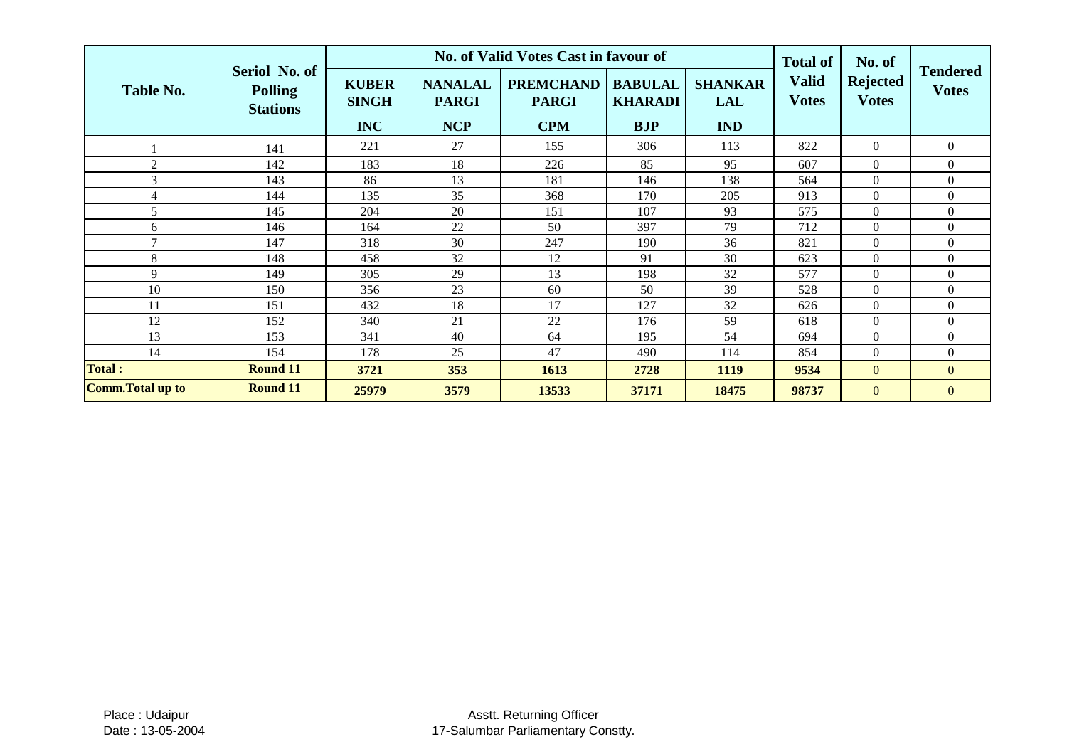| Table No. | Seriol No. of Polling Stations | No. of Valid Votes Cast in favour of | | | | | Total of Valid Votes | No. of Rejected Votes | Tendered Votes |
|---|---|---|---|---|---|---|---|---|---|
| | | KUBER SINGH | NANALAL PARGI | PREMCHAND PARGI | BABULAL KHARADI | SHANKAR LAL | | | |
| | | INC | NCP | CPM | BJP | IND | | | |
| 1 | 141 | 221 | 27 | 155 | 306 | 113 | 822 | 0 | 0 |
| 2 | 142 | 183 | 18 | 226 | 85 | 95 | 607 | 0 | 0 |
| 3 | 143 | 86 | 13 | 181 | 146 | 138 | 564 | 0 | 0 |
| 4 | 144 | 135 | 35 | 368 | 170 | 205 | 913 | 0 | 0 |
| 5 | 145 | 204 | 20 | 151 | 107 | 93 | 575 | 0 | 0 |
| 6 | 146 | 164 | 22 | 50 | 397 | 79 | 712 | 0 | 0 |
| 7 | 147 | 318 | 30 | 247 | 190 | 36 | 821 | 0 | 0 |
| 8 | 148 | 458 | 32 | 12 | 91 | 30 | 623 | 0 | 0 |
| 9 | 149 | 305 | 29 | 13 | 198 | 32 | 577 | 0 | 0 |
| 10 | 150 | 356 | 23 | 60 | 50 | 39 | 528 | 0 | 0 |
| 11 | 151 | 432 | 18 | 17 | 127 | 32 | 626 | 0 | 0 |
| 12 | 152 | 340 | 21 | 22 | 176 | 59 | 618 | 0 | 0 |
| 13 | 153 | 341 | 40 | 64 | 195 | 54 | 694 | 0 | 0 |
| 14 | 154 | 178 | 25 | 47 | 490 | 114 | 854 | 0 | 0 |
| **Total :** | **Round 11** | **3721** | **353** | **1613** | **2728** | **1119** | **9534** | 0 | 0 |
| **Comm.Total up to** | **Round 11** | **25979** | **3579** | **13533** | **37171** | **18475** | **98737** | 0 | 0 |

Place : Udaipur
Date : 13-05-2004

Asstt. Returning Officer
17-Salumbar Parliamentary Constty.